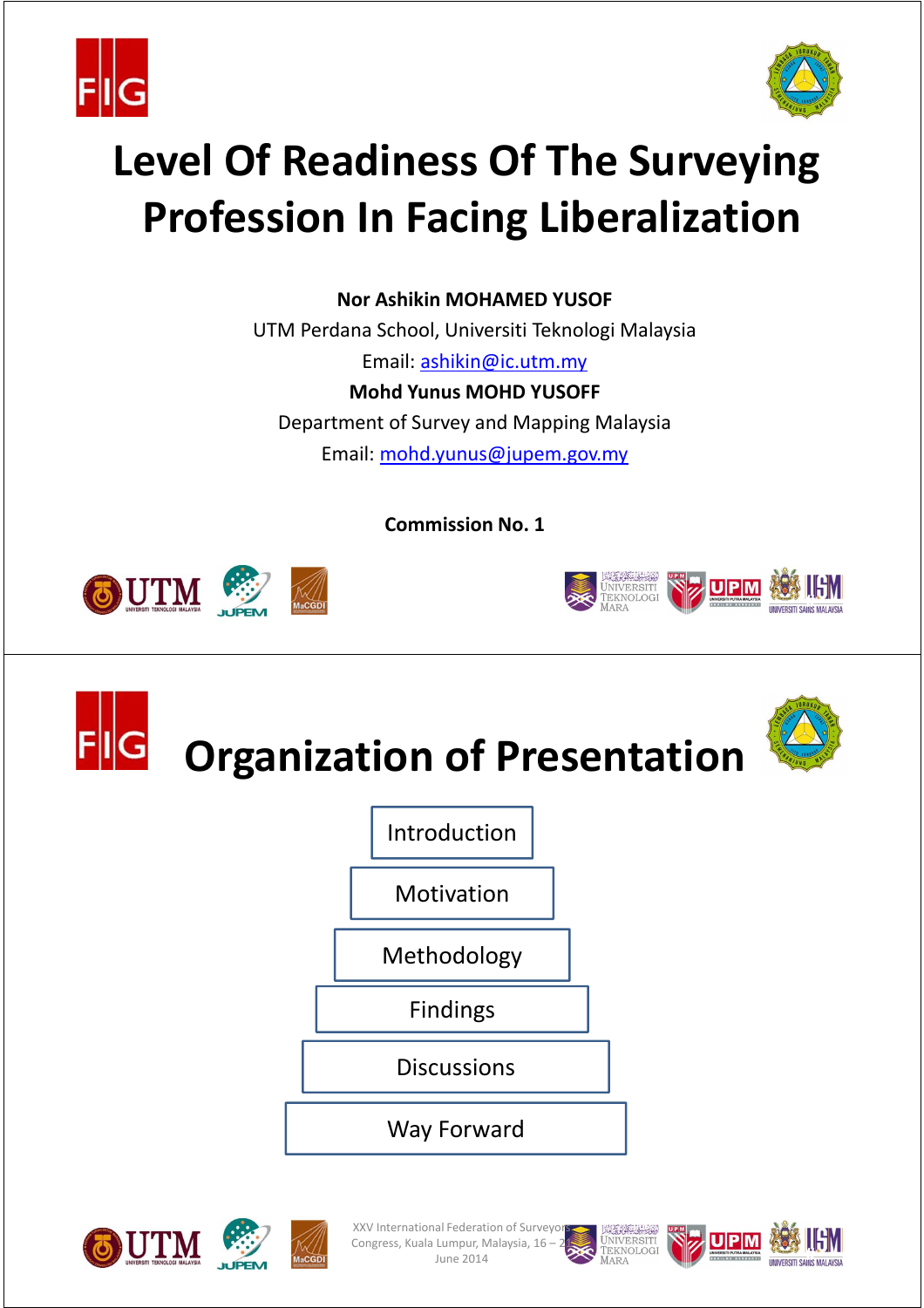# Level Of Readiness Of The Surveying Profession In Facing Liberalization

**Nor Ashikin MOHAMED YUSOF**

UTM Perdana School, Universiti Teknologi Malaysia

Email: ashikin@ic.utm.my

**Mohd Yunus MOHD YUSOFF**

Department of Survey and Mapping Malaysia

Email: mohd.yunus@jupem.gov.my

**Commission No. 1**

# Organization of Presentation

- Introduction
- Motivation
- Methodology
- Findings
- Discussions
- Way Forward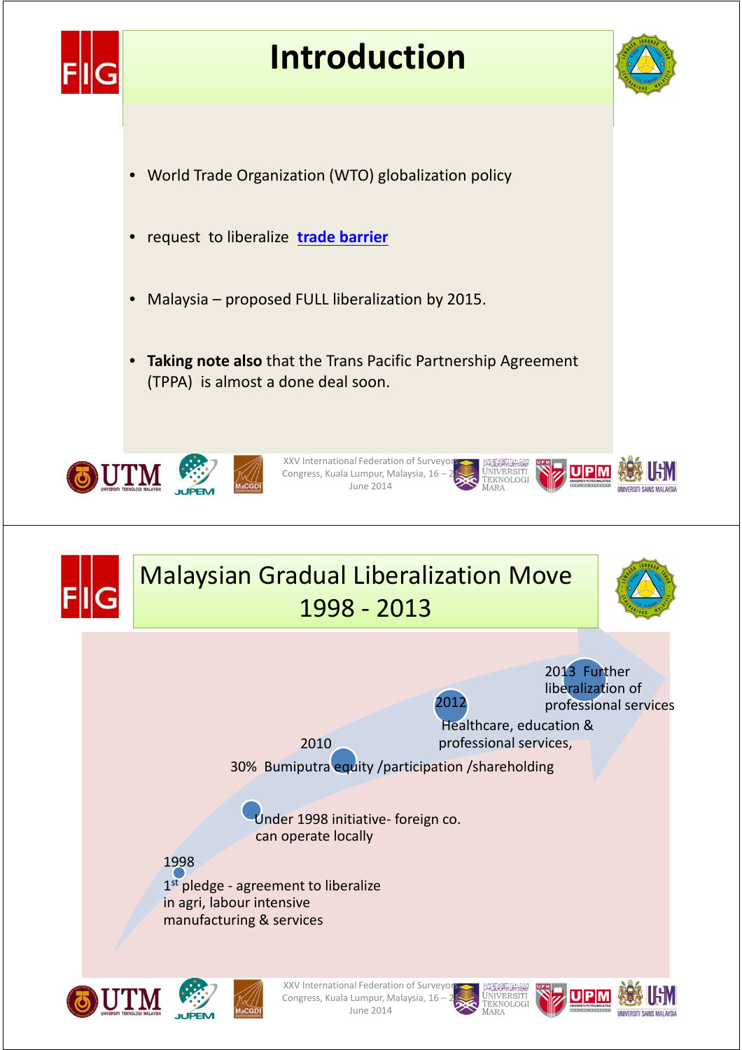# Introduction

- World Trade Organization (WTO) globalization policy
- request to liberalize **trade barrier**
- Malaysia – proposed FULL liberalization by 2015.
- **Taking note also** that the Trans Pacific Partnership Agreement (TPPA) is almost a done deal soon.

# Malaysian Gradual Liberalization Move 1998 - 2013

- 1998
  1st pledge - agreement to liberalize in agri, labour intensive manufacturing & services
- Under 1998 initiative- foreign co. can operate locally
- 2010
  30% Bumiputra equity /participation /shareholding
- 2012
  Healthcare, education & professional services,
- 2013 Further liberalization of professional services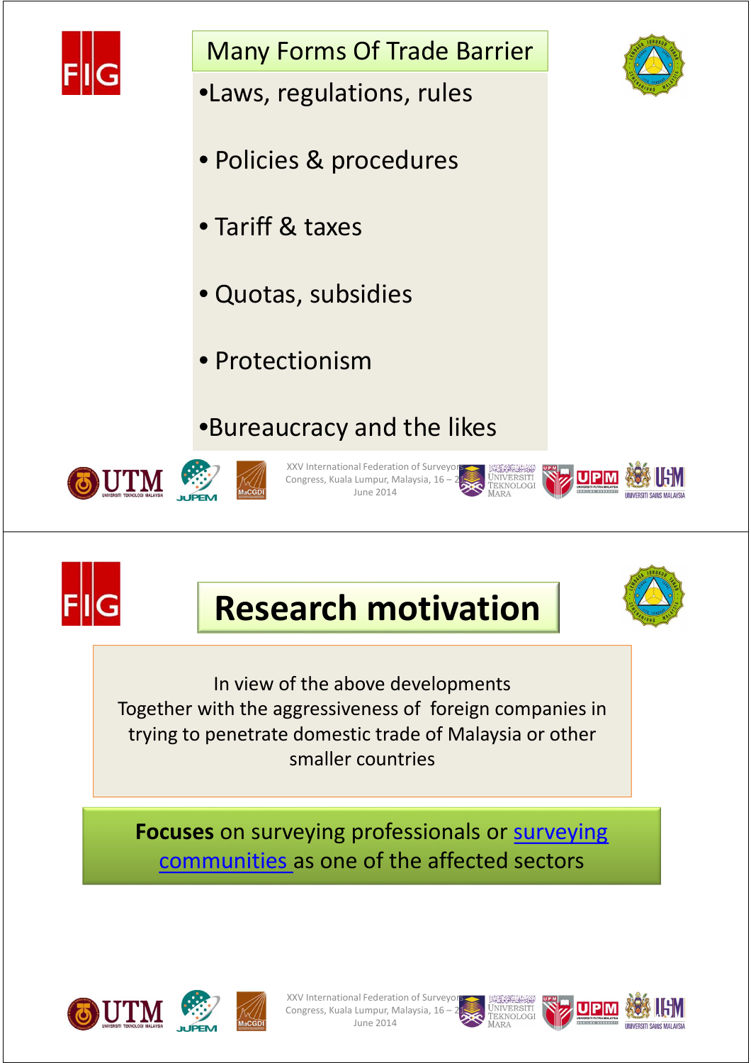## Many Forms Of Trade Barrier

- Laws, regulations, rules
- Policies & procedures
- Tariff & taxes
- Quotas, subsidies
- Protectionism
- Bureaucracy and the likes

## Research motivation

In view of the above developments
Together with the aggressiveness of foreign companies in trying to penetrate domestic trade of Malaysia or other smaller countries

**Focuses** on surveying professionals or surveying communities as one of the affected sectors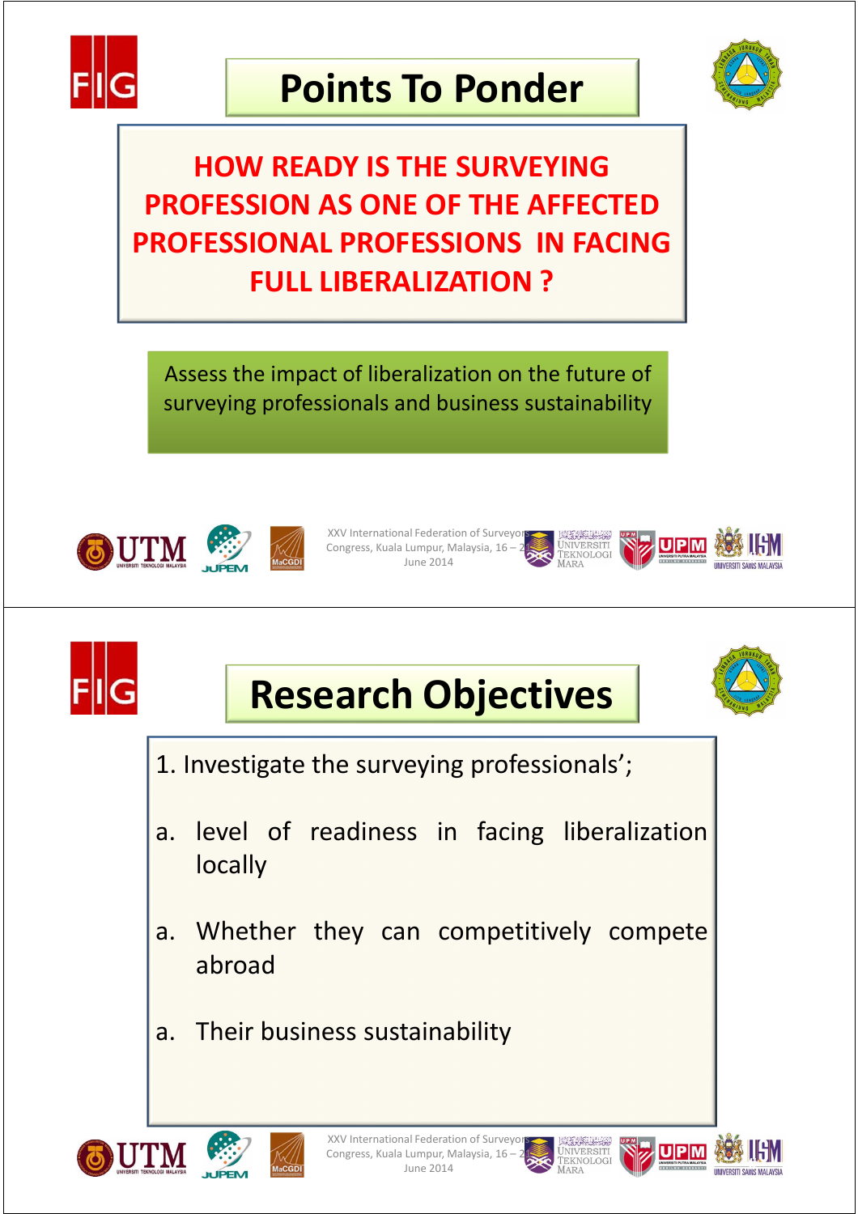# Points To Ponder

**HOW READY IS THE SURVEYING PROFESSION AS ONE OF THE AFFECTED PROFESSIONAL PROFESSIONS IN FACING FULL LIBERALIZATION ?**

Assess the impact of liberalization on the future of surveying professionals and business sustainability

# Research Objectives

1. Investigate the surveying professionals';

a. level of readiness in facing liberalization locally

a. Whether they can competitively compete abroad

a. Their business sustainability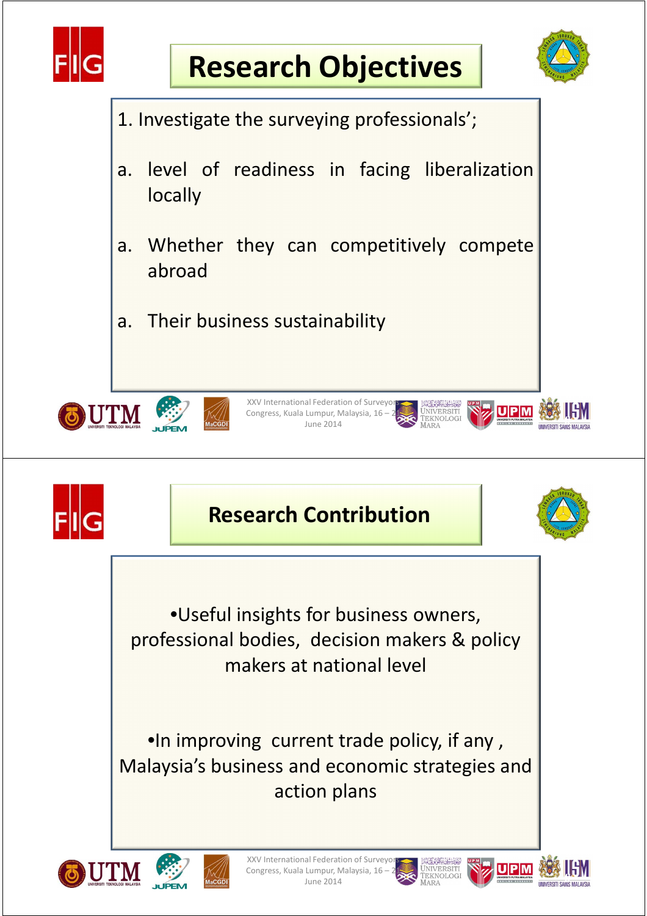# Research Objectives

1. Investigate the surveying professionals';

a. level of readiness in facing liberalization locally

a. Whether they can competitively compete abroad

a. Their business sustainability

# Research Contribution

•Useful insights for business owners, professional bodies, decision makers & policy makers at national level

•In improving current trade policy, if any , Malaysia's business and economic strategies and action plans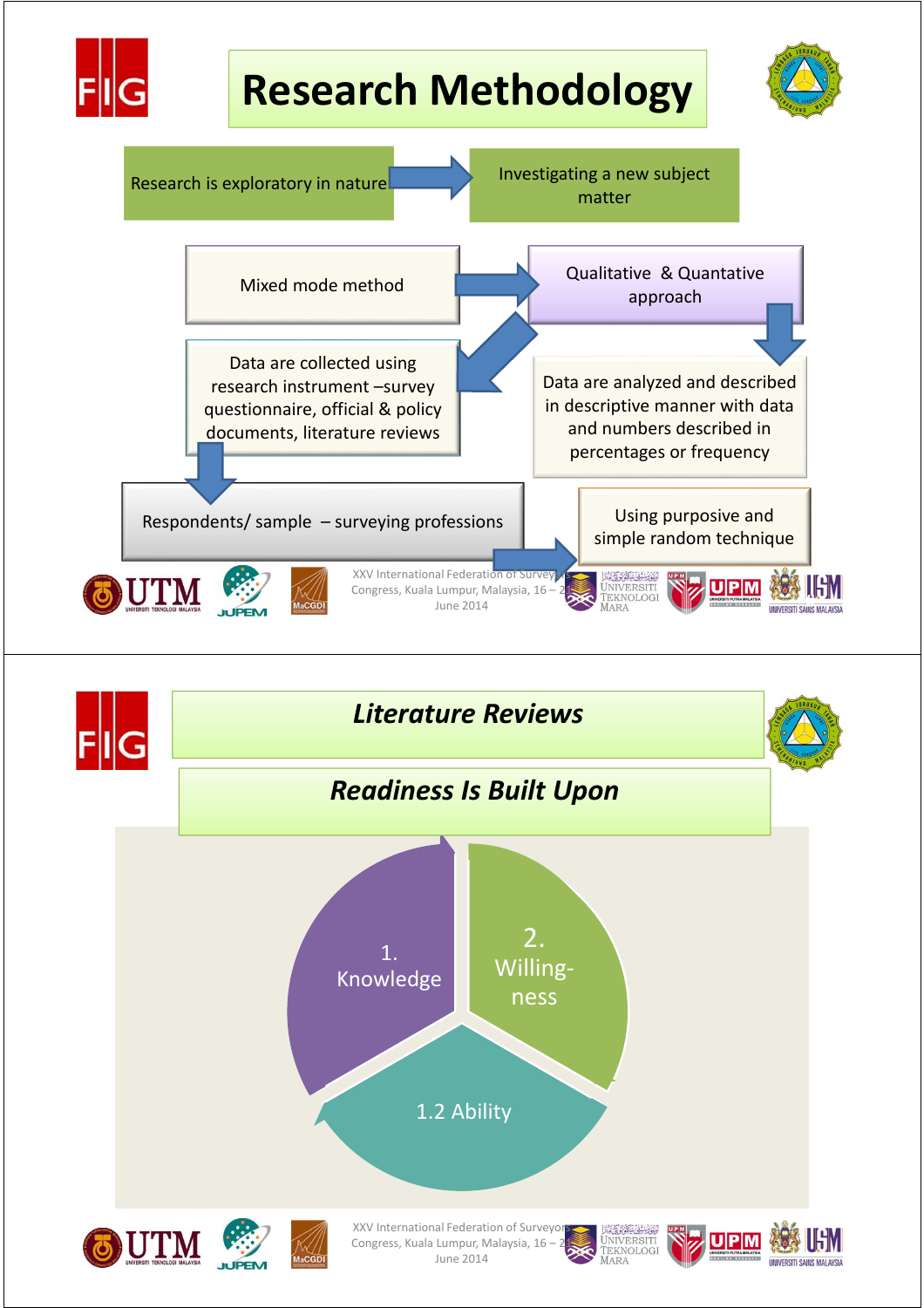# Research Methodology

- Research is exploratory in nature → Investigating a new subject matter
- Mixed mode method → Qualitative & Quantative approach
- Data are collected using research instrument –survey questionnaire, official & policy documents, literature reviews
- Data are analyzed and described in descriptive manner with data and numbers described in percentages or frequency
- Respondents/ sample – surveying professions
- Using purposive and simple random technique

# *Literature Reviews*

## *Readiness Is Built Upon*

1. Knowledge
2. Willing-ness

1.2 Ability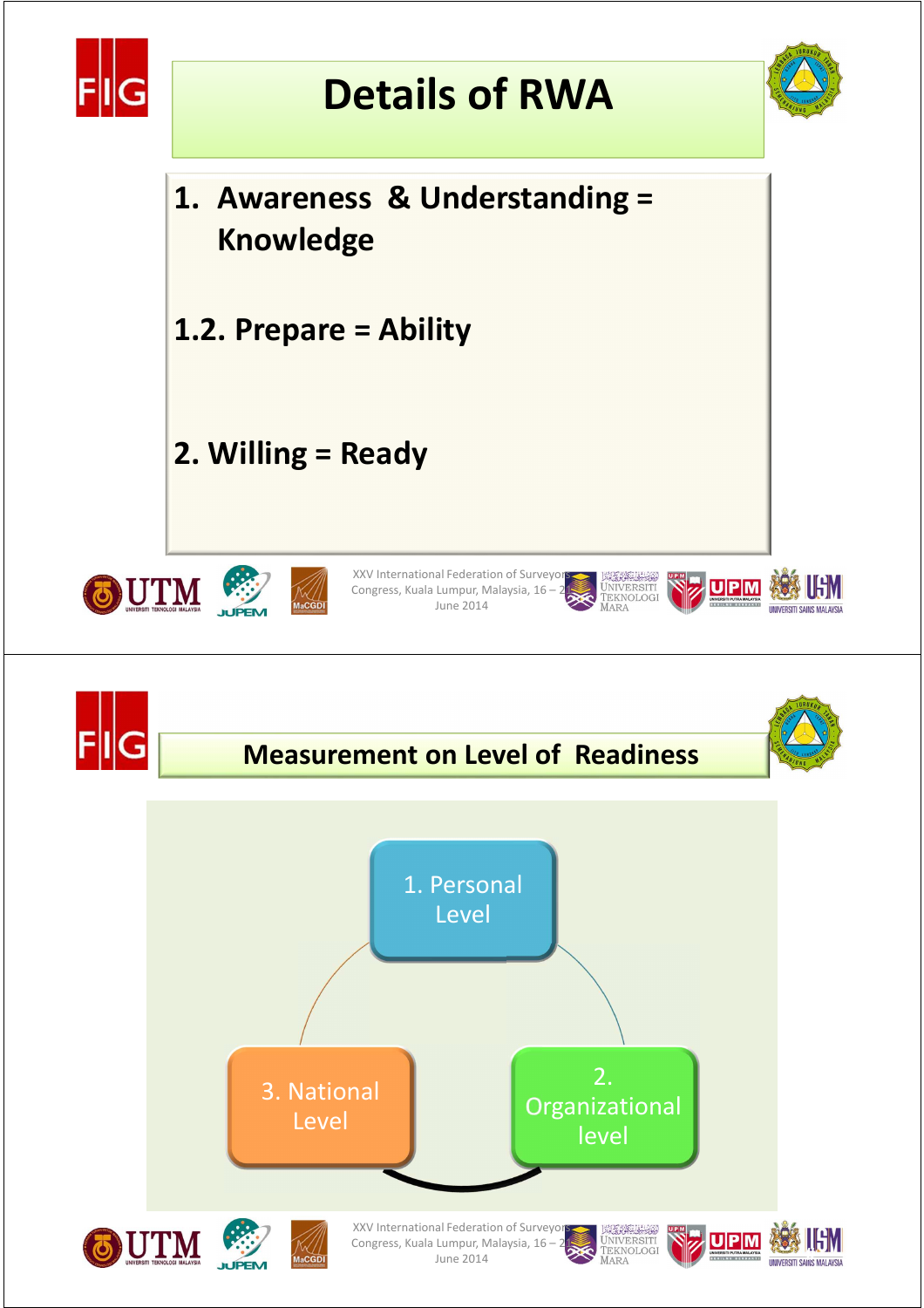# Details of RWA

1. Awareness & Understanding = Knowledge

1.2. Prepare = Ability

2. Willing = Ready

# Measurement on Level of Readiness

1. Personal Level
2. Organizational level
3. National Level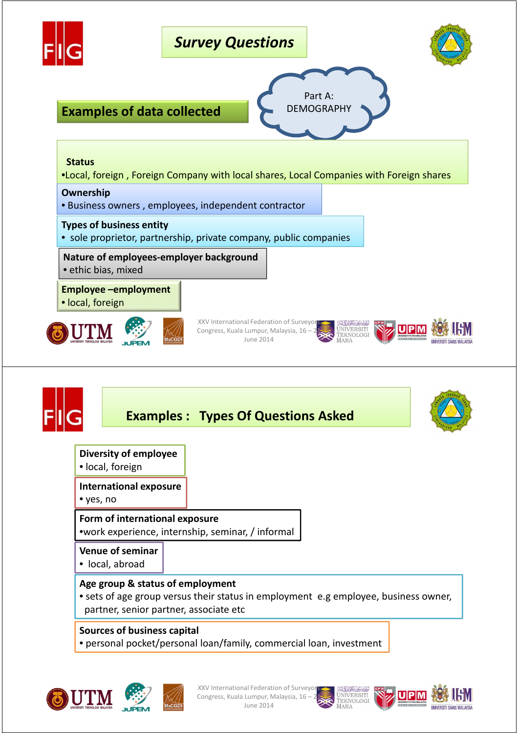# Survey Questions

## Examples of data collected

Part A: DEMOGRAPHY

**Status**

- Local, foreign , Foreign Company with local shares, Local Companies with Foreign shares

**Ownership**

- Business owners , employees, independent contractor

**Types of business entity**

- sole proprietor, partnership, private company, public companies

**Nature of employees-employer background**

- ethic bias, mixed

**Employee –employment**

- local, foreign

# Examples : Types Of Questions Asked

**Diversity of employee**

- local, foreign

**International exposure**

- yes, no

**Form of international exposure**

- work experience, internship, seminar, / informal

**Venue of seminar**

- local, abroad

**Age group & status of employment**

- sets of age group versus their status in employment e.g employee, business owner, partner, senior partner, associate etc

**Sources of business capital**

- personal pocket/personal loan/family, commercial loan, investment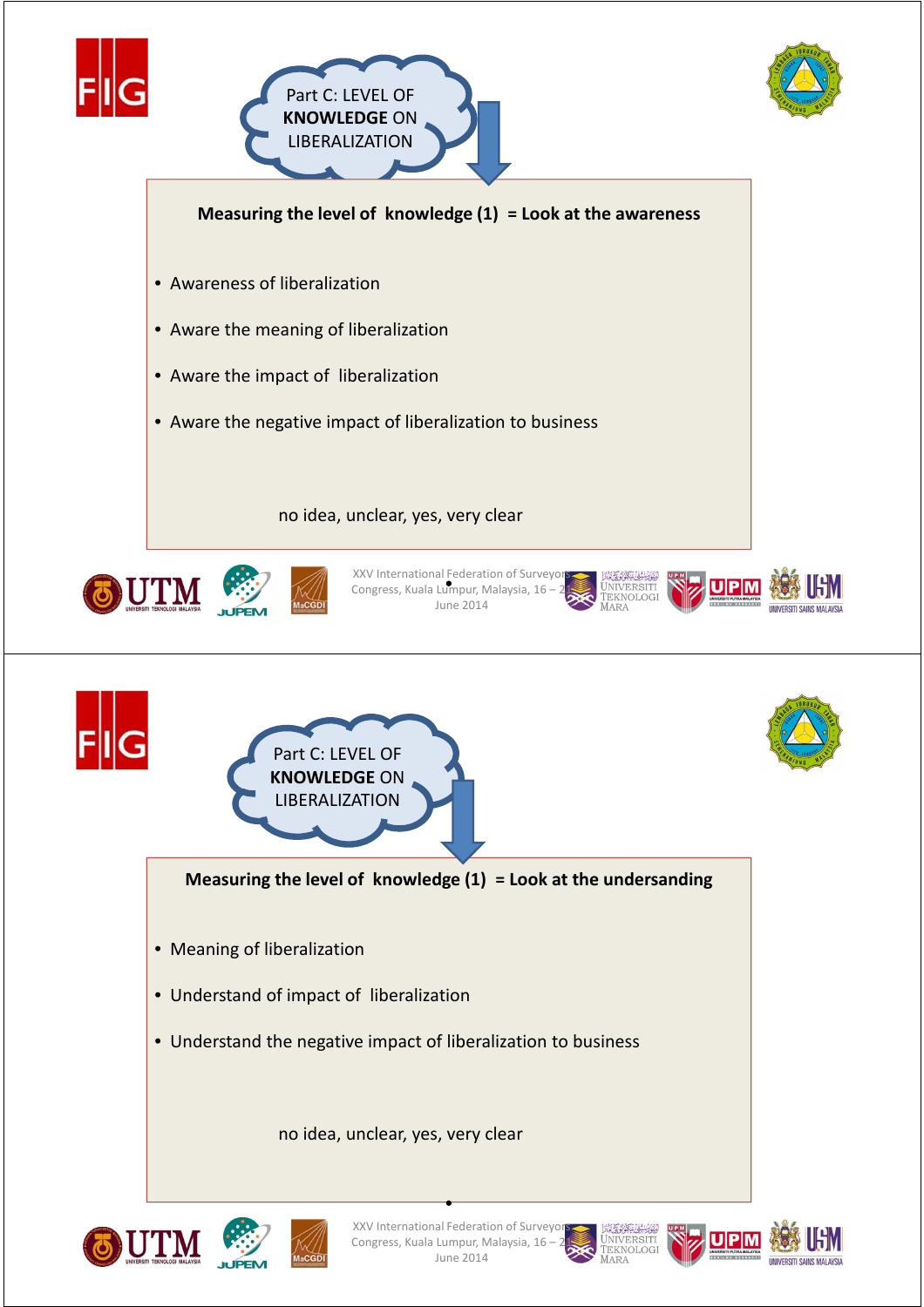## Part C: LEVEL OF **KNOWLEDGE** ON LIBERALIZATION

**Measuring the level of knowledge (1) = Look at the awareness**

- Awareness of liberalization
- Aware the meaning of liberalization
- Aware the impact of liberalization
- Aware the negative impact of liberalization to business

no idea, unclear, yes, very clear

## Part C: LEVEL OF **KNOWLEDGE** ON LIBERALIZATION

**Measuring the level of knowledge (1) = Look at the undersanding**

- Meaning of liberalization
- Understand of impact of liberalization
- Understand the negative impact of liberalization to business

no idea, unclear, yes, very clear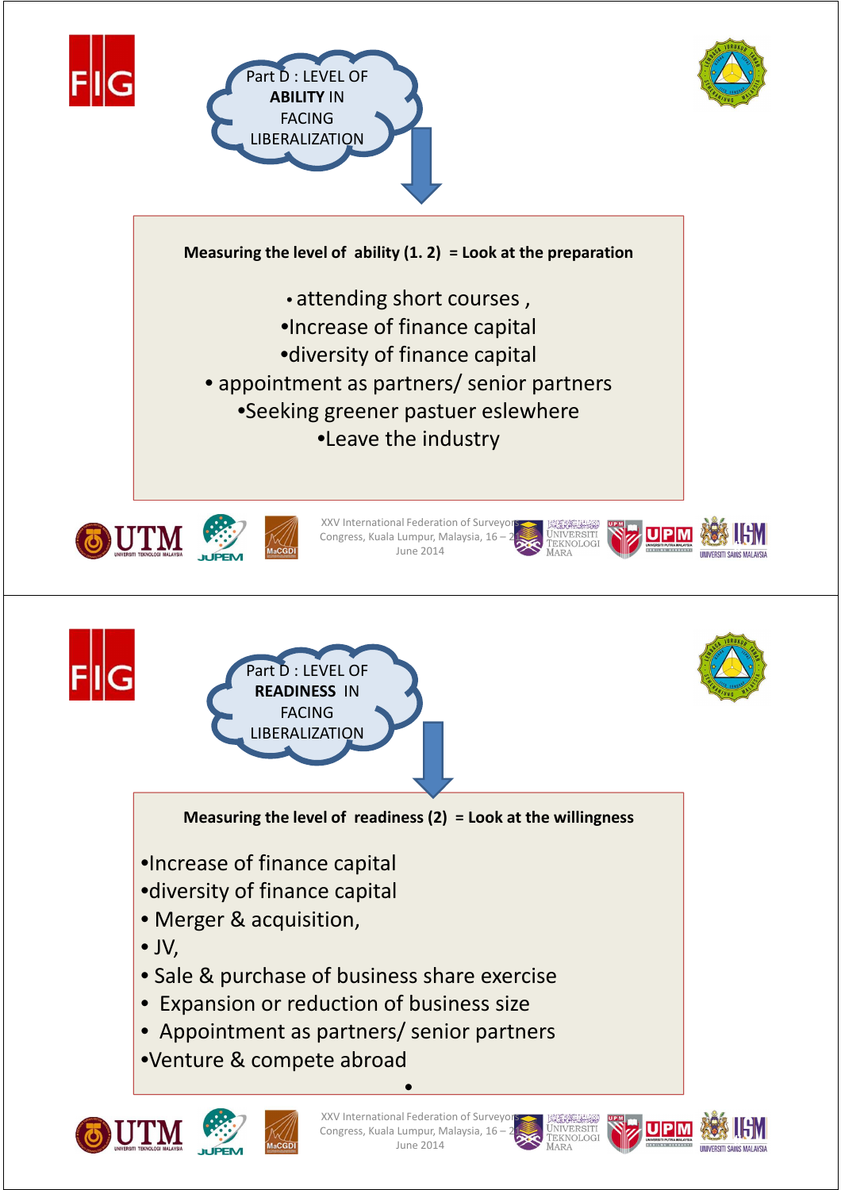## Part D : LEVEL OF **ABILITY** IN FACING LIBERALIZATION

**Measuring the level of ability (1. 2) = Look at the preparation**

- attending short courses ,
- Increase of finance capital
- diversity of finance capital
- appointment as partners/ senior partners
- Seeking greener pastuer eslewhere
- Leave the industry

## Part D : LEVEL OF **READINESS** IN FACING LIBERALIZATION

**Measuring the level of readiness (2) = Look at the willingness**

- Increase of finance capital
- diversity of finance capital
- Merger & acquisition,
- JV,
- Sale & purchase of business share exercise
- Expansion or reduction of business size
- Appointment as partners/ senior partners
- Venture & compete abroad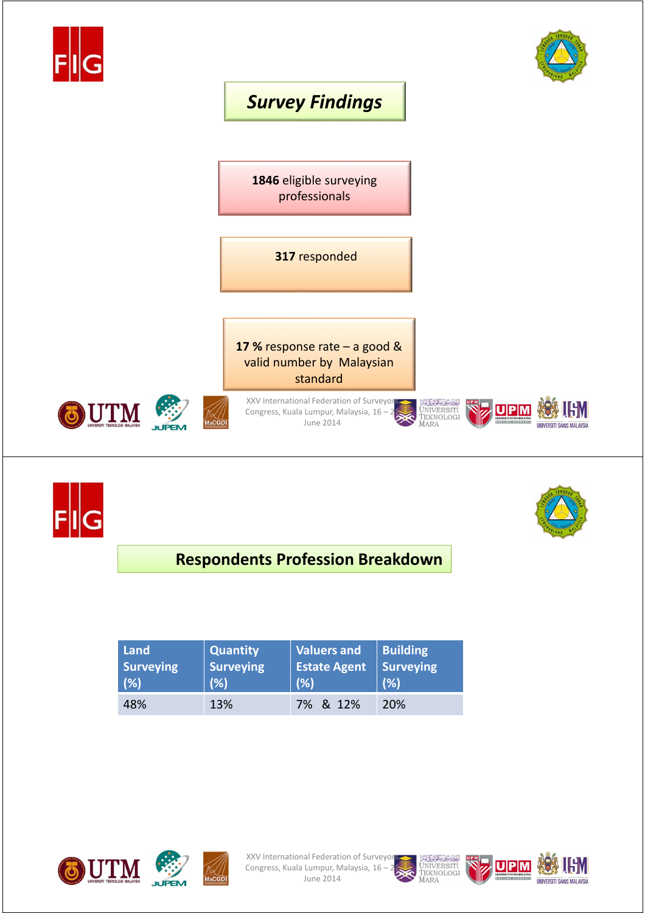## *Survey Findings*

**1846** eligible surveying professionals

**317** responded

**17 %** response rate – a good & valid number by Malaysian standard

## Respondents Profession Breakdown

| Land Surveying (%) | Quantity Surveying (%) | Valuers and Estate Agent (%) | Building Surveying (%) |
|---|---|---|---|
| 48% | 13% | 7% & 12% | 20% |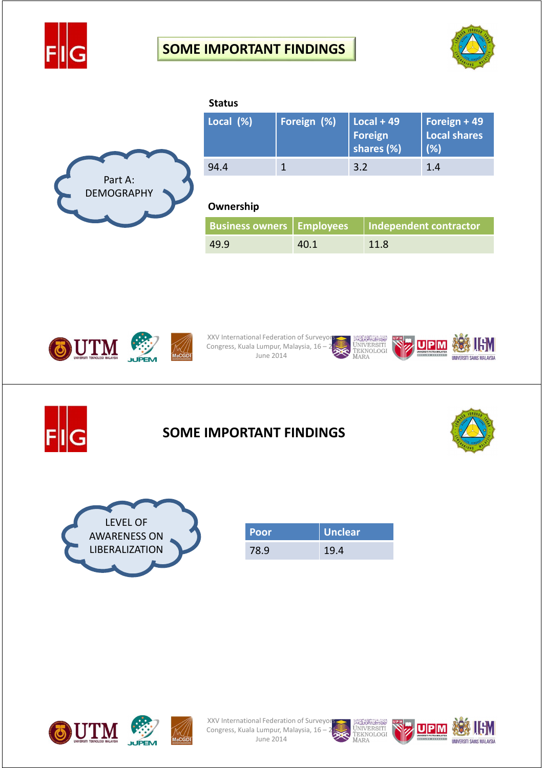## SOME IMPORTANT FINDINGS

Part A: DEMOGRAPHY

**Status**

| Local (%) | Foreign (%) | Local + 49 Foreign shares (%) | Foreign + 49 Local shares (%) |
|---|---|---|---|
| 94.4 | 1 | 3.2 | 1.4 |

**Ownership**

| Business owners | Employees | Independent contractor |
|---|---|---|
| 49.9 | 40.1 | 11.8 |

## SOME IMPORTANT FINDINGS

LEVEL OF AWARENESS ON LIBERALIZATION

| Poor | Unclear |
|---|---|
| 78.9 | 19.4 |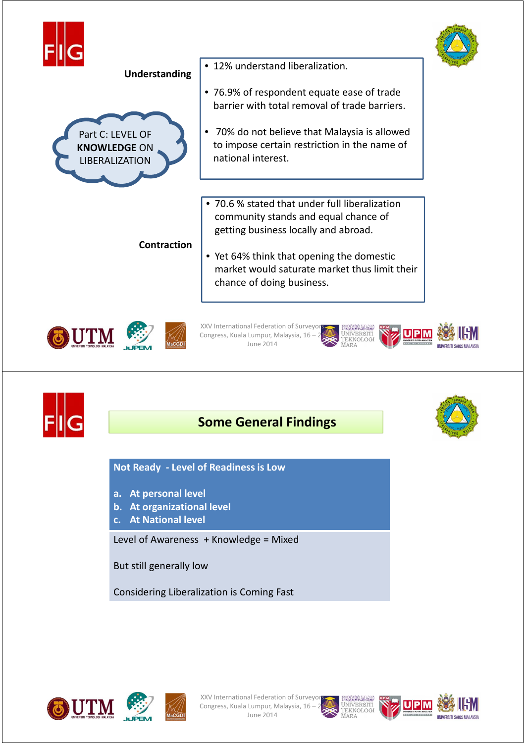## Part C: LEVEL OF **KNOWLEDGE** ON LIBERALIZATION

**Understanding**

- 12% understand liberalization.
- 76.9% of respondent equate ease of trade barrier with total removal of trade barriers.
- 70% do not believe that Malaysia is allowed to impose certain restriction in the name of national interest.

**Contraction**

- 70.6 % stated that under full liberalization community stands and equal chance of getting business locally and abroad.
- Yet 64% think that opening the domestic market would saturate market thus limit their chance of doing business.

## Some General Findings

**Not Ready - Level of Readiness is Low**

a. **At personal level**
b. **At organizational level**
c. **At National level**

Level of Awareness + Knowledge = Mixed

But still generally low

Considering Liberalization is Coming Fast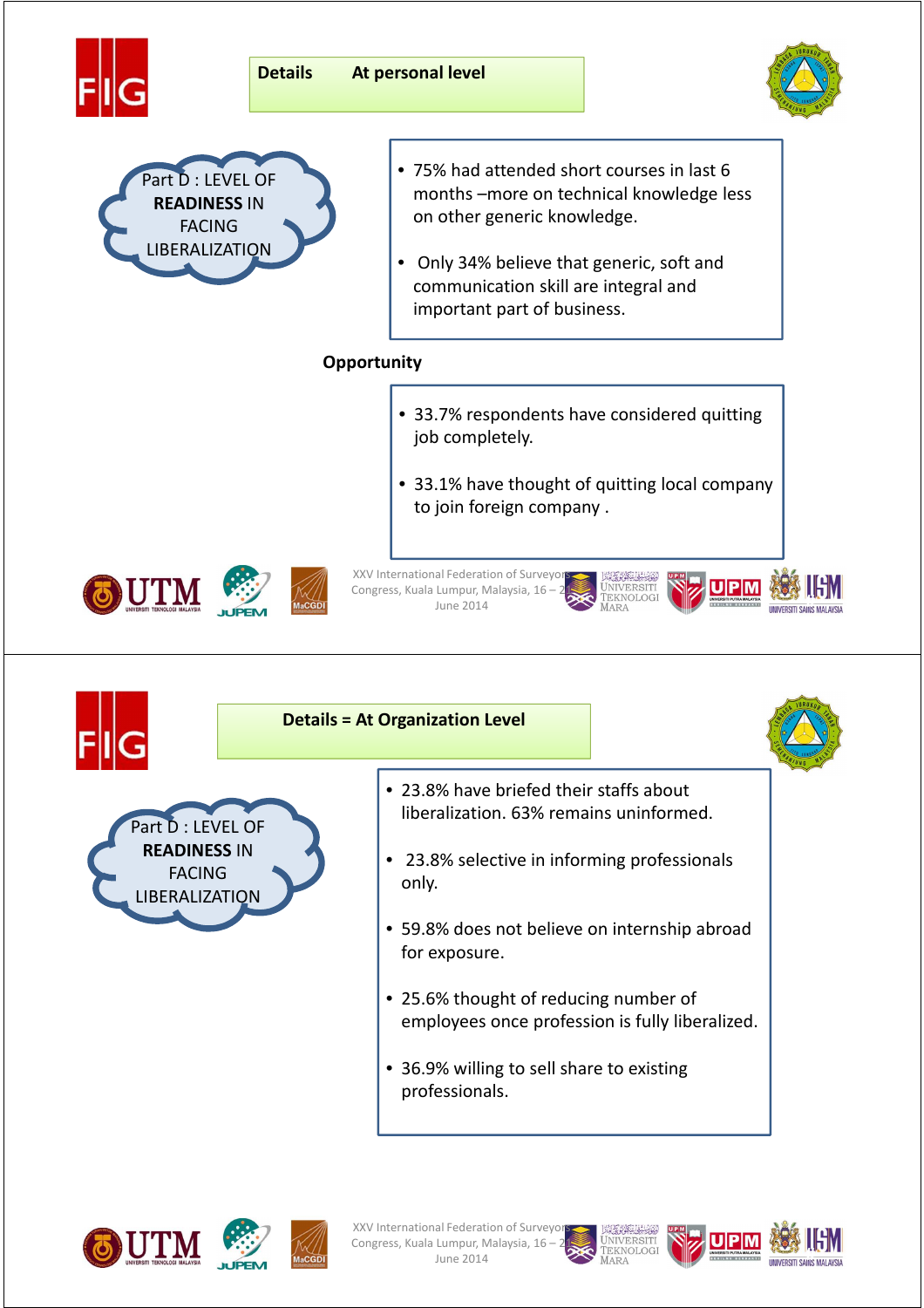## Details At personal level

**Part D : LEVEL OF READINESS IN FACING LIBERALIZATION**

- 75% had attended short courses in last 6 months –more on technical knowledge less on other generic knowledge.
- Only 34% believe that generic, soft and communication skill are integral and important part of business.

**Opportunity**

- 33.7% respondents have considered quitting job completely.
- 33.1% have thought of quitting local company to join foreign company .

## Details = At Organization Level

**Part D : LEVEL OF READINESS IN FACING LIBERALIZATION**

- 23.8% have briefed their staffs about liberalization. 63% remains uninformed.
- 23.8% selective in informing professionals only.
- 59.8% does not believe on internship abroad for exposure.
- 25.6% thought of reducing number of employees once profession is fully liberalized.
- 36.9% willing to sell share to existing professionals.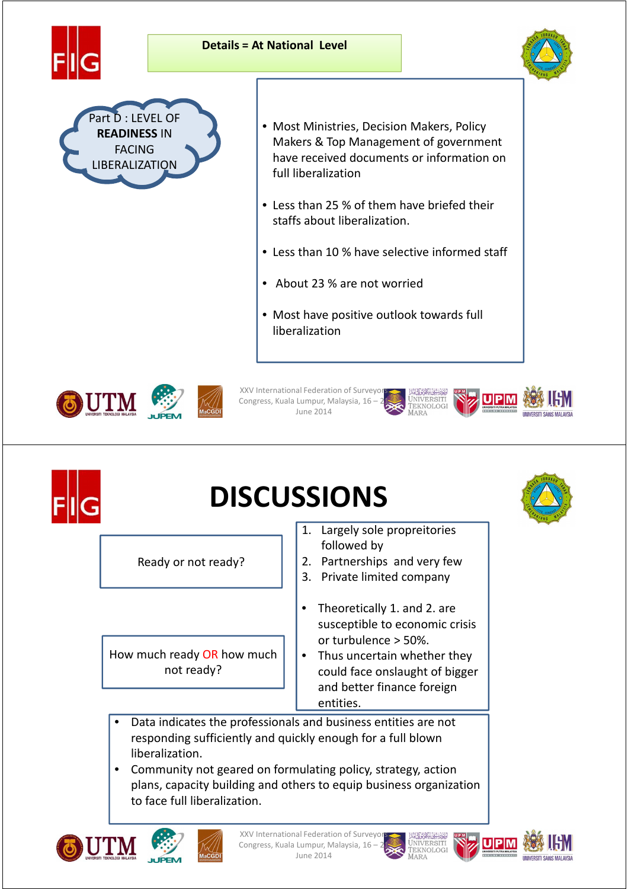## Details = At National Level

**Part D : LEVEL OF READINESS IN FACING LIBERALIZATION**

- Most Ministries, Decision Makers, Policy Makers & Top Management of government have received documents or information on full liberalization
- Less than 25 % of them have briefed their staffs about liberalization.
- Less than 10 % have selective informed staff
- About 23 % are not worried
- Most have positive outlook towards full liberalization

# DISCUSSIONS

Ready or not ready?

How much ready OR how much not ready?

1. Largely sole propreitories followed by
2. Partnerships and very few
3. Private limited company

- Theoretically 1. and 2. are susceptible to economic crisis or turbulence > 50%.
- Thus uncertain whether they could face onslaught of bigger and better finance foreign entities.

- Data indicates the professionals and business entities are not responding sufficiently and quickly enough for a full blown liberalization.
- Community not geared on formulating policy, strategy, action plans, capacity building and others to equip business organization to face full liberalization.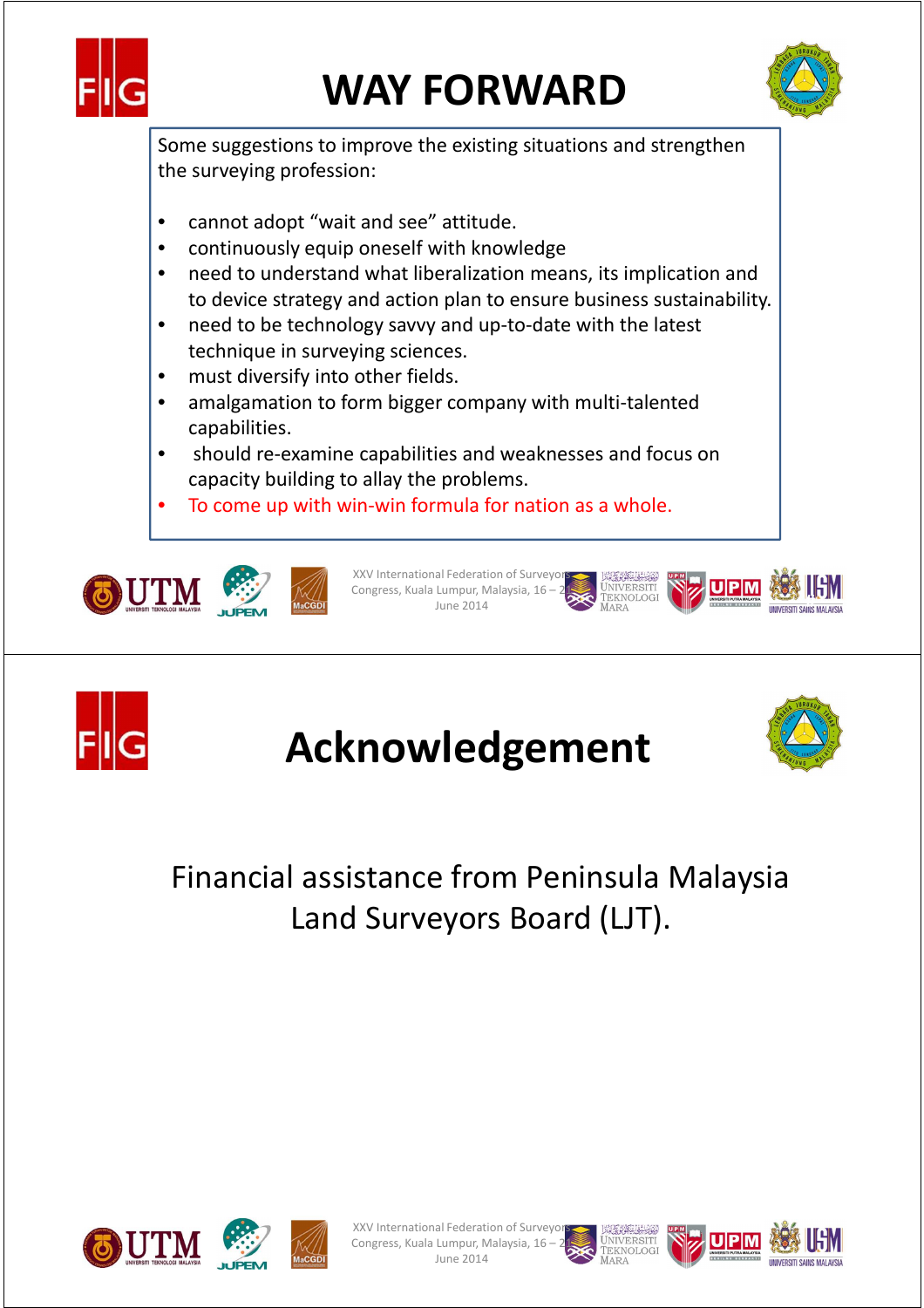# WAY FORWARD

Some suggestions to improve the existing situations and strengthen the surveying profession:

- cannot adopt “wait and see” attitude.
- continuously equip oneself with knowledge
- need to understand what liberalization means, its implication and to device strategy and action plan to ensure business sustainability.
- need to be technology savvy and up-to-date with the latest technique in surveying sciences.
- must diversify into other fields.
- amalgamation to form bigger company with multi-talented capabilities.
- should re-examine capabilities and weaknesses and focus on capacity building to allay the problems.
- To come up with win-win formula for nation as a whole.

# Acknowledgement

Financial assistance from Peninsula Malaysia Land Surveyors Board (LJT).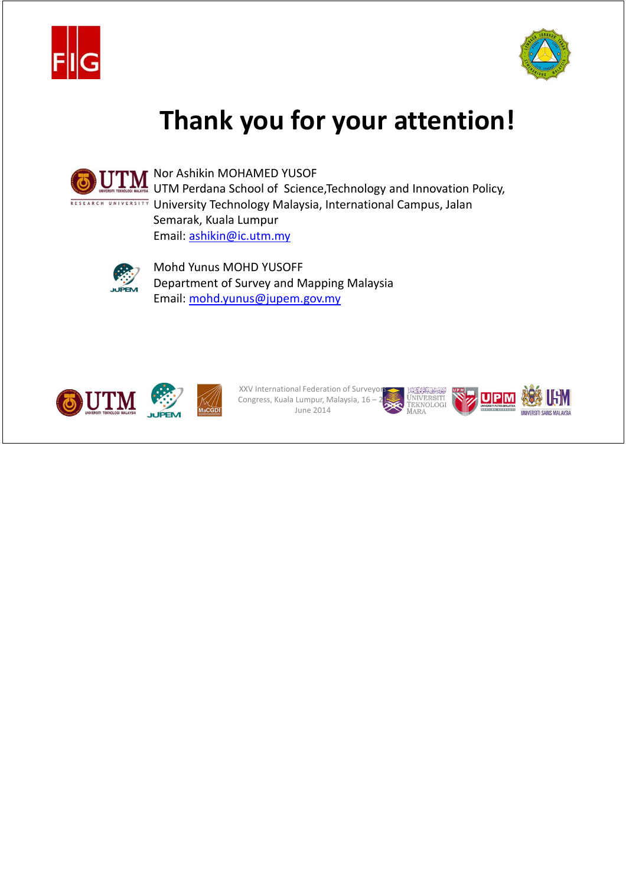# Thank you for your attention!

Nor Ashikin MOHAMED YUSOF
UTM Perdana School of Science,Technology and Innovation Policy,
University Technology Malaysia, International Campus, Jalan
Semarak, Kuala Lumpur
Email: ashikin@ic.utm.my

Mohd Yunus MOHD YUSOFF
Department of Survey and Mapping Malaysia
Email: mohd.yunus@jupem.gov.my